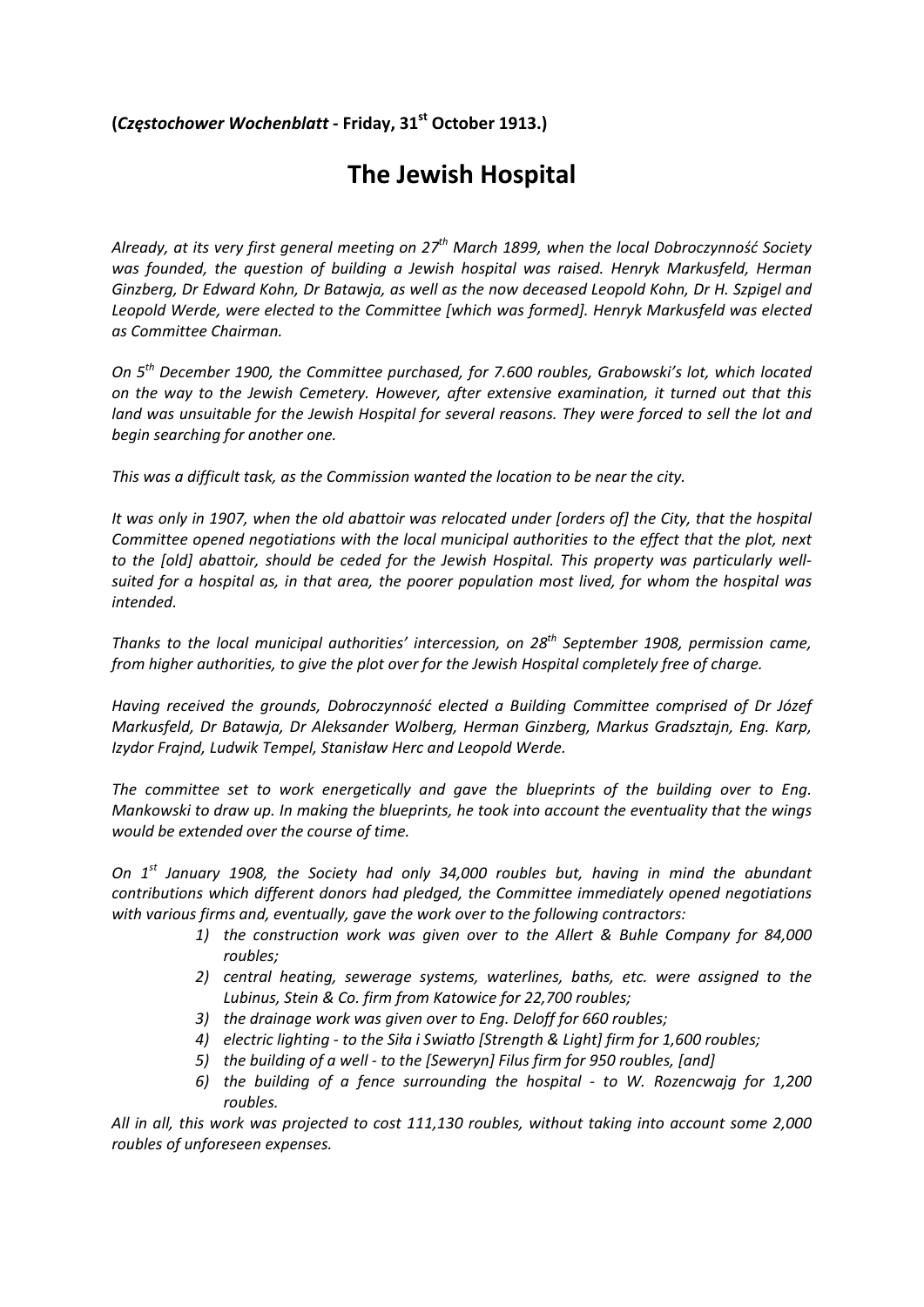**(*Częstochower Wochenblatt* - Friday, 31st October 1913.)**

# The Jewish Hospital

*Already, at its very first general meeting on 27th March 1899, when the local Dobroczynność Society was founded, the question of building a Jewish hospital was raised. Henryk Markusfeld, Herman Ginzberg, Dr Edward Kohn, Dr Batawja, as well as the now deceased Leopold Kohn, Dr H. Szpigel and Leopold Werde, were elected to the Committee [which was formed]. Henryk Markusfeld was elected as Committee Chairman.*

*On 5th December 1900, the Committee purchased, for 7.600 roubles, Grabowski's lot, which located on the way to the Jewish Cemetery. However, after extensive examination, it turned out that this land was unsuitable for the Jewish Hospital for several reasons. They were forced to sell the lot and begin searching for another one.*

*This was a difficult task, as the Commission wanted the location to be near the city.*

*It was only in 1907, when the old abattoir was relocated under [orders of] the City, that the hospital Committee opened negotiations with the local municipal authorities to the effect that the plot, next to the [old] abattoir, should be ceded for the Jewish Hospital. This property was particularly well-suited for a hospital as, in that area, the poorer population most lived, for whom the hospital was intended.*

*Thanks to the local municipal authorities' intercession, on 28th September 1908, permission came, from higher authorities, to give the plot over for the Jewish Hospital completely free of charge.*

*Having received the grounds, Dobroczynność elected a Building Committee comprised of Dr Józef Markusfeld, Dr Batawja, Dr Aleksander Wolberg, Herman Ginzberg, Markus Gradsztajn, Eng. Karp, Izydor Frajnd, Ludwik Tempel, Stanisław Herc and Leopold Werde.*

*The committee set to work energetically and gave the blueprints of the building over to Eng. Mankowski to draw up. In making the blueprints, he took into account the eventuality that the wings would be extended over the course of time.*

*On 1st January 1908, the Society had only 34,000 roubles but, having in mind the abundant contributions which different donors had pledged, the Committee immediately opened negotiations with various firms and, eventually, gave the work over to the following contractors:*

1) *the construction work was given over to the Allert & Buhle Company for 84,000 roubles;*
2) *central heating, sewerage systems, waterlines, baths, etc. were assigned to the Lubinus, Stein & Co. firm from Katowice for 22,700 roubles;*
3) *the drainage work was given over to Eng. Deloff for 660 roubles;*
4) *electric lighting - to the Siła i Swiatło [Strength & Light] firm for 1,600 roubles;*
5) *the building of a well - to the [Seweryn] Filus firm for 950 roubles, [and]*
6) *the building of a fence surrounding the hospital - to W. Rozencwajg for 1,200 roubles.*

*All in all, this work was projected to cost 111,130 roubles, without taking into account some 2,000 roubles of unforeseen expenses.*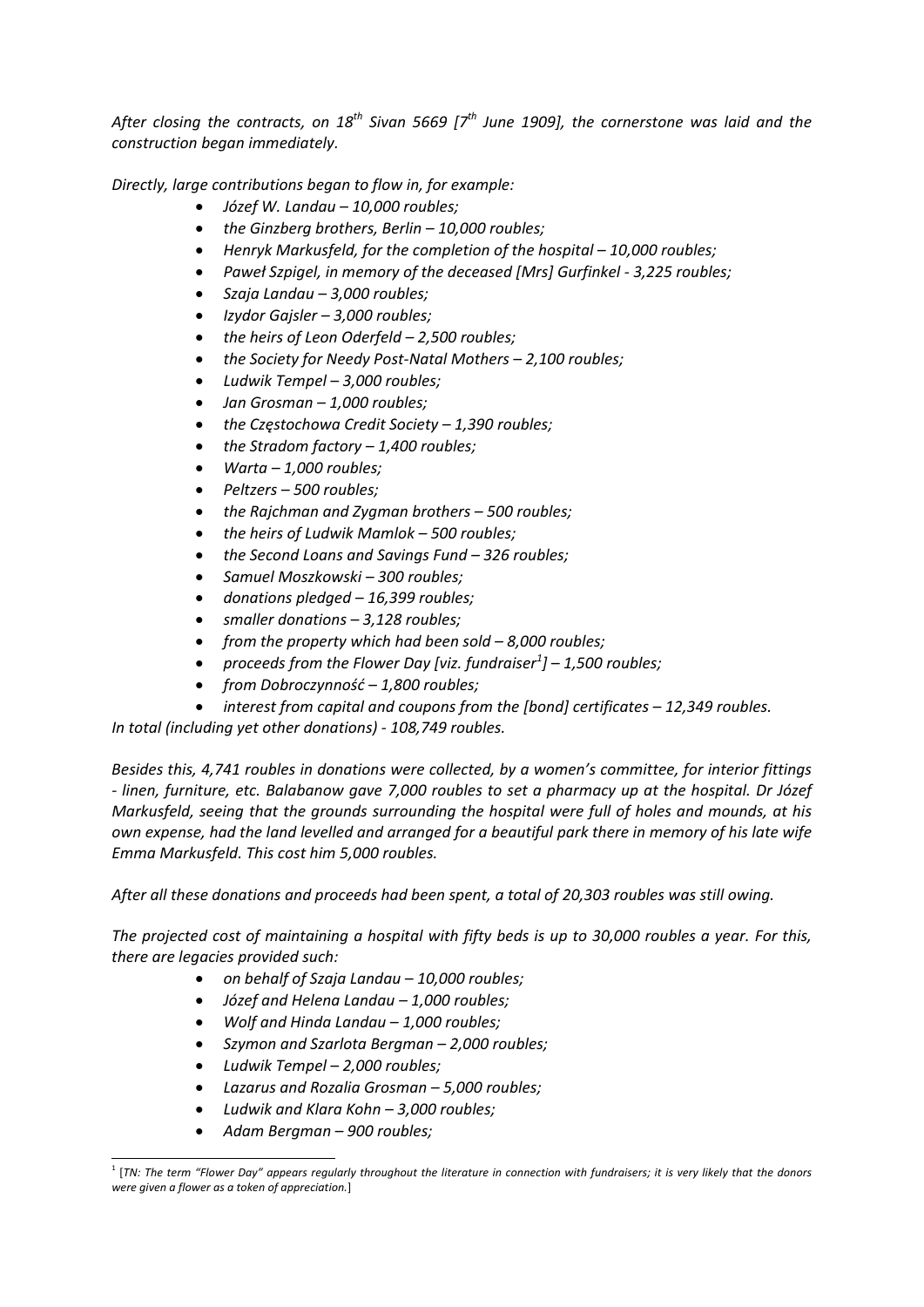*After closing the contracts, on 18th Sivan 5669 [7th June 1909], the cornerstone was laid and the construction began immediately.*

*Directly, large contributions began to flow in, for example:*

- *Józef W. Landau – 10,000 roubles;*
- *the Ginzberg brothers, Berlin – 10,000 roubles;*
- *Henryk Markusfeld, for the completion of the hospital – 10,000 roubles;*
- *Paweł Szpigel, in memory of the deceased [Mrs] Gurfinkel - 3,225 roubles;*
- *Szaja Landau – 3,000 roubles;*
- *Izydor Gajsler – 3,000 roubles;*
- *the heirs of Leon Oderfeld – 2,500 roubles;*
- *the Society for Needy Post-Natal Mothers – 2,100 roubles;*
- *Ludwik Tempel – 3,000 roubles;*
- *Jan Grosman – 1,000 roubles;*
- *the Częstochowa Credit Society – 1,390 roubles;*
- *the Stradom factory – 1,400 roubles;*
- *Warta – 1,000 roubles;*
- *Peltzers – 500 roubles;*
- *the Rajchman and Zygman brothers – 500 roubles;*
- *the heirs of Ludwik Mamlok – 500 roubles;*
- *the Second Loans and Savings Fund – 326 roubles;*
- *Samuel Moszkowski – 300 roubles;*
- *donations pledged – 16,399 roubles;*
- *smaller donations – 3,128 roubles;*
- *from the property which had been sold – 8,000 roubles;*
- *proceeds from the Flower Day [viz. fundraiser[1]] – 1,500 roubles;*
- *from Dobroczynność – 1,800 roubles;*
- *interest from capital and coupons from the [bond] certificates – 12,349 roubles.*

*In total (including yet other donations) - 108,749 roubles.*

*Besides this, 4,741 roubles in donations were collected, by a women's committee, for interior fittings - linen, furniture, etc. Balabanow gave 7,000 roubles to set a pharmacy up at the hospital. Dr Józef Markusfeld, seeing that the grounds surrounding the hospital were full of holes and mounds, at his own expense, had the land levelled and arranged for a beautiful park there in memory of his late wife Emma Markusfeld. This cost him 5,000 roubles.*

*After all these donations and proceeds had been spent, a total of 20,303 roubles was still owing.*

*The projected cost of maintaining a hospital with fifty beds is up to 30,000 roubles a year. For this, there are legacies provided such:*

- *on behalf of Szaja Landau – 10,000 roubles;*
- *Józef and Helena Landau – 1,000 roubles;*
- *Wolf and Hinda Landau – 1,000 roubles;*
- *Szymon and Szarlota Bergman – 2,000 roubles;*
- *Ludwik Tempel – 2,000 roubles;*
- *Lazarus and Rozalia Grosman – 5,000 roubles;*
- *Ludwik and Klara Kohn – 3,000 roubles;*
- *Adam Bergman – 900 roubles;*

[1] [*TN: The term "Flower Day" appears regularly throughout the literature in connection with fundraisers; it is very likely that the donors were given a flower as a token of appreciation.*]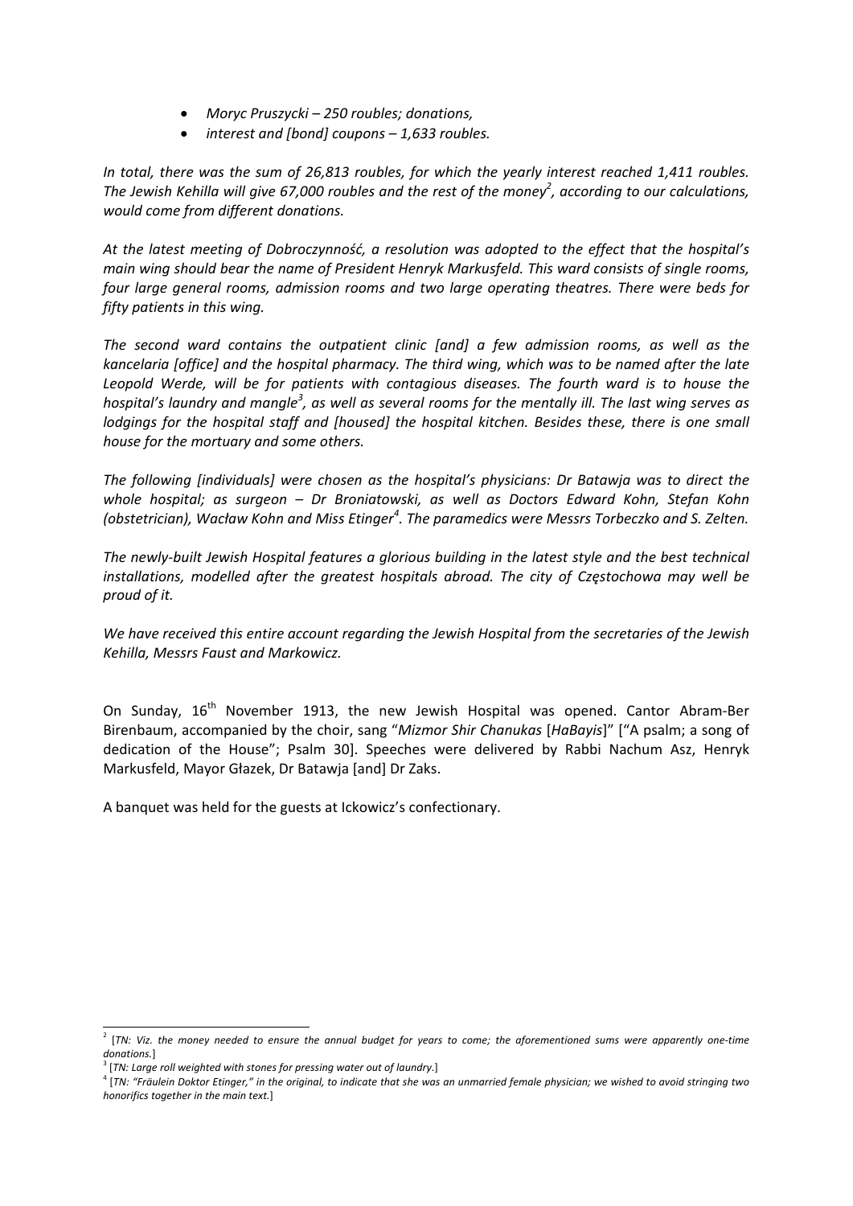- *Moryc Pruszycki – 250 roubles; donations,*
- *interest and [bond] coupons – 1,633 roubles.*

*In total, there was the sum of 26,813 roubles, for which the yearly interest reached 1,411 roubles. The Jewish Kehilla will give 67,000 roubles and the rest of the money[2], according to our calculations, would come from different donations.*

*At the latest meeting of Dobroczynność, a resolution was adopted to the effect that the hospital's main wing should bear the name of President Henryk Markusfeld. This ward consists of single rooms, four large general rooms, admission rooms and two large operating theatres. There were beds for fifty patients in this wing.*

*The second ward contains the outpatient clinic [and] a few admission rooms, as well as the kancelaria [office] and the hospital pharmacy. The third wing, which was to be named after the late Leopold Werde, will be for patients with contagious diseases. The fourth ward is to house the hospital's laundry and mangle[3], as well as several rooms for the mentally ill. The last wing serves as lodgings for the hospital staff and [housed] the hospital kitchen. Besides these, there is one small house for the mortuary and some others.*

*The following [individuals] were chosen as the hospital's physicians: Dr Batawja was to direct the whole hospital; as surgeon – Dr Broniatowski, as well as Doctors Edward Kohn, Stefan Kohn (obstetrician), Wacław Kohn and Miss Etinger[4]. The paramedics were Messrs Torbeczko and S. Zelten.*

*The newly-built Jewish Hospital features a glorious building in the latest style and the best technical installations, modelled after the greatest hospitals abroad. The city of Częstochowa may well be proud of it.*

*We have received this entire account regarding the Jewish Hospital from the secretaries of the Jewish Kehilla, Messrs Faust and Markowicz.*

On Sunday, 16th November 1913, the new Jewish Hospital was opened. Cantor Abram-Ber Birenbaum, accompanied by the choir, sang "*Mizmor Shir Chanukas* [*HaBayis*]" ["A psalm; a song of dedication of the House"; Psalm 30]. Speeches were delivered by Rabbi Nachum Asz, Henryk Markusfeld, Mayor Głazek, Dr Batawja [and] Dr Zaks.

A banquet was held for the guests at Ickowicz's confectionary.

---

[2] [*TN: Viz. the money needed to ensure the annual budget for years to come; the aforementioned sums were apparently one-time donations.*]

[3] [*TN: Large roll weighted with stones for pressing water out of laundry.*]

[4] [*TN: "Fräulein Doktor Etinger," in the original, to indicate that she was an unmarried female physician; we wished to avoid stringing two honorifics together in the main text.*]